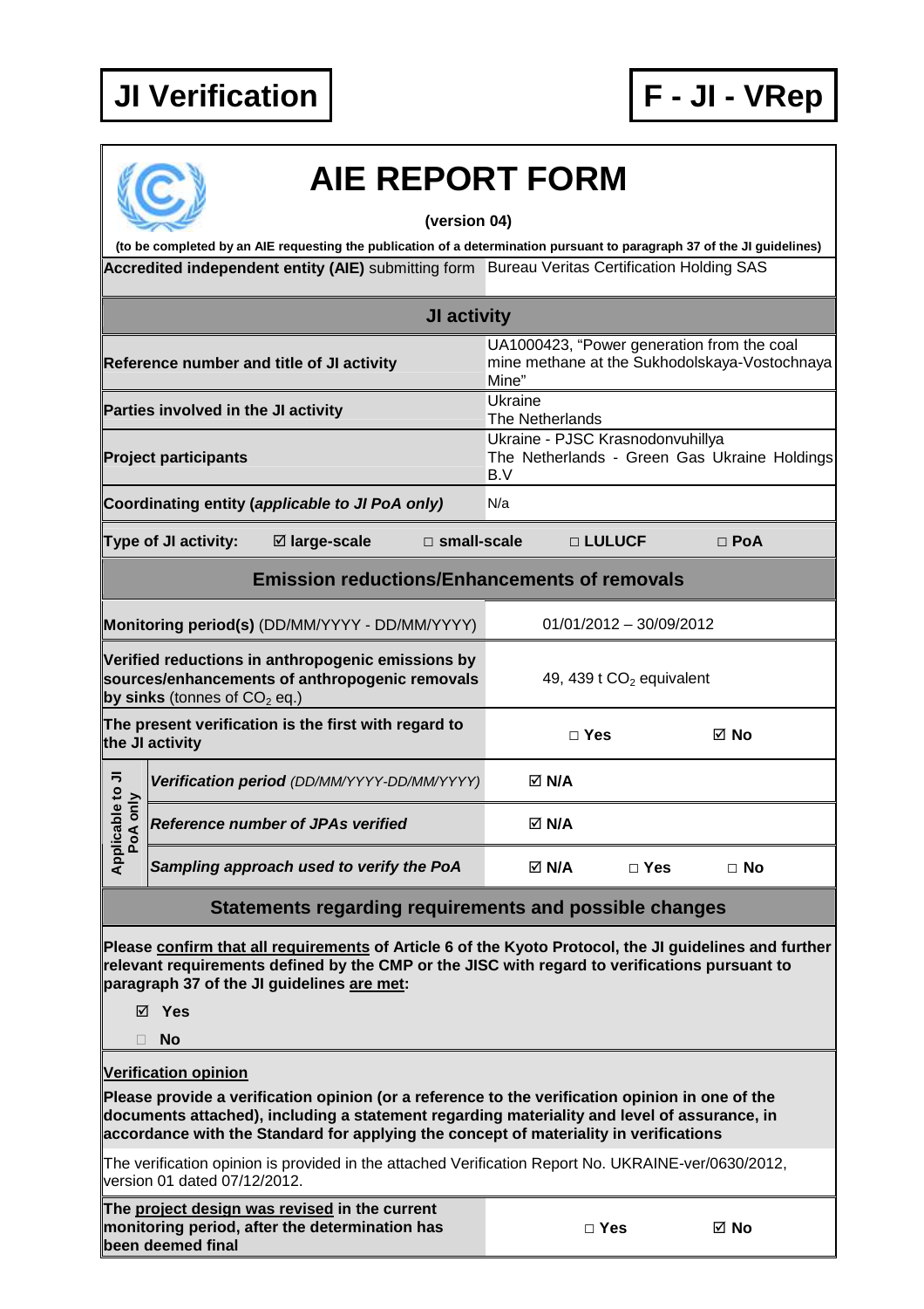**JI Verification** | **F - JI - VRep**

# AIE REPORT FORM

**(version 04)**

**(to be completed by an AIE requesting the publication of a determination pursuant to paragraph 37 of the JI guidelines)**

| **Accredited independent entity (AIE)** submitting form | Bureau Veritas Certification Holding SAS |
|---|---|

## JI activity

| | |
|---|---|
| **Reference number and title of JI activity** | UA1000423, "Power generation from the coal mine methane at the Sukhodolskaya-Vostochnaya Mine" |
| **Parties involved in the JI activity** | Ukraine<br>The Netherlands |
| **Project participants** | Ukraine - PJSC Krasnodonvuhillya<br>The Netherlands - Green Gas Ukraine Holdings B.V |
| **Coordinating entity (*applicable to JI PoA only*)** | N/a |
| **Type of JI activity:** ☑ **large-scale** □ **small-scale** □ **LULUCF** □ **PoA** | |

## Emission reductions/Enhancements of removals

| | |
|---|---|
| **Monitoring period(s)** (DD/MM/YYYY - DD/MM/YYYY) | 01/01/2012 – 30/09/2012 |
| **Verified reductions in anthropogenic emissions by sources/enhancements of anthropogenic removals by sinks** (tonnes of $CO_2$ eq.) | 49, 439 t $CO_2$ equivalent |
| **The present verification is the first with regard to the JI activity** | □ **Yes** ☑ **No** |
| ***Applicable to JI PoA only*** – ***Verification period*** *(DD/MM/YYYY-DD/MM/YYYY)* | ☑ **N/A** |
| ***Applicable to JI PoA only*** – ***Reference number of JPAs verified*** | ☑ **N/A** |
| ***Applicable to JI PoA only*** – ***Sampling approach used to verify the PoA*** | ☑ **N/A** □ **Yes** □ **No** |

## Statements regarding requirements and possible changes

**Please confirm that all requirements of Article 6 of the Kyoto Protocol, the JI guidelines and further relevant requirements defined by the CMP or the JISC with regard to verifications pursuant to paragraph 37 of the JI guidelines are met:**

☑ **Yes**

□ **No**

**Verification opinion**

**Please provide a verification opinion (or a reference to the verification opinion in one of the documents attached), including a statement regarding materiality and level of assurance, in accordance with the Standard for applying the concept of materiality in verifications**

The verification opinion is provided in the attached Verification Report No. UKRAINE-ver/0630/2012, version 01 dated 07/12/2012.

| | |
|---|---|
| **The project design was revised in the current monitoring period, after the determination has been deemed final** | □ **Yes** ☑ **No** |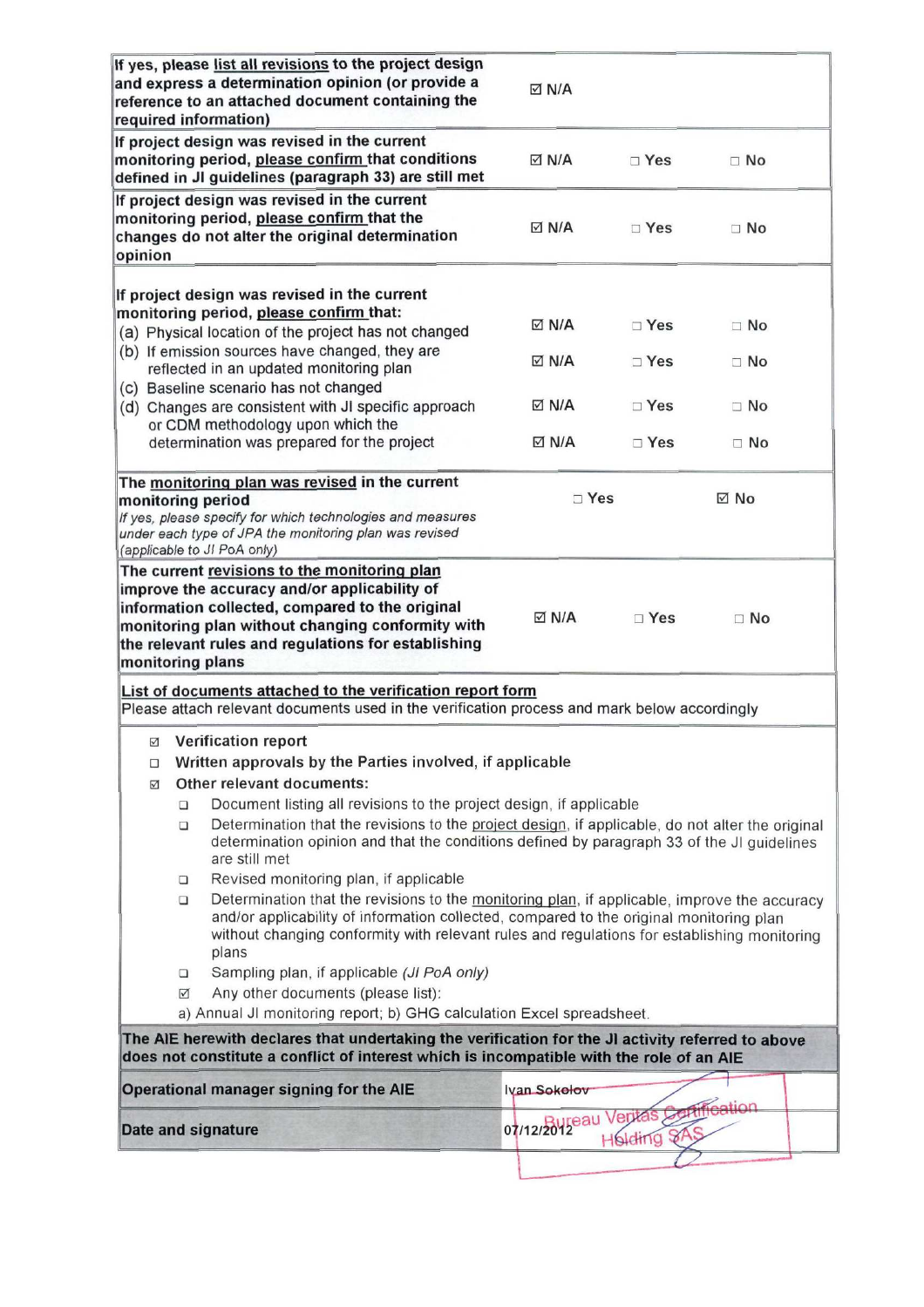| | | | |
|---|---|---|---|
| If yes, please list all revisions to the project design and express a determination opinion (or provide a reference to an attached document containing the required information) | ☑ N/A | | |
| If project design was revised in the current monitoring period, please confirm that conditions defined in JI guidelines (paragraph 33) are still met | ☑ N/A | □ Yes | □ No |
| If project design was revised in the current monitoring period, please confirm that the changes do not alter the original determination opinion | ☑ N/A | □ Yes | □ No |
| If project design was revised in the current monitoring period, please confirm that:<br>(a) Physical location of the project has not changed<br>(b) If emission sources have changed, they are reflected in an updated monitoring plan<br>(c) Baseline scenario has not changed<br>(d) Changes are consistent with JI specific approach or CDM methodology upon which the determination was prepared for the project | ☑ N/A<br>☑ N/A<br>☑ N/A<br>☑ N/A | □ Yes<br>□ Yes<br>□ Yes<br>□ Yes | □ No<br>□ No<br>□ No<br>□ No |
| The monitoring plan was revised in the current monitoring period<br>*If yes, please specify for which technologies and measures under each type of JPA the monitoring plan was revised (applicable to JI PoA only)* | □ Yes | | ☑ No |
| The current revisions to the monitoring plan improve the accuracy and/or applicability of information collected, compared to the original monitoring plan without changing conformity with the relevant rules and regulations for establishing monitoring plans | ☑ N/A | □ Yes | □ No |

**List of documents attached to the verification report form**

Please attach relevant documents used in the verification process and mark below accordingly

- ☑ **Verification report**
- □ **Written approvals by the Parties involved, if applicable**
- ☑ **Other relevant documents:**
  - □ Document listing all revisions to the project design, if applicable
  - □ Determination that the revisions to the project design, if applicable, do not alter the original determination opinion and that the conditions defined by paragraph 33 of the JI guidelines are still met
  - □ Revised monitoring plan, if applicable
  - □ Determination that the revisions to the monitoring plan, if applicable, improve the accuracy and/or applicability of information collected, compared to the original monitoring plan without changing conformity with relevant rules and regulations for establishing monitoring plans
  - □ Sampling plan, if applicable *(JI PoA only)*
  - ☑ Any other documents (please list):

  a) Annual JI monitoring report; b) GHG calculation Excel spreadsheet.

**The AIE herewith declares that undertaking the verification for the JI activity referred to above does not constitute a conflict of interest which is incompatible with the role of an AIE**

| | |
|---|---|
| **Operational manager signing for the AIE** | Ivan Sokolov |
| **Date and signature** | 07/12/2012 Bureau Veritas Certification Holding SAS |